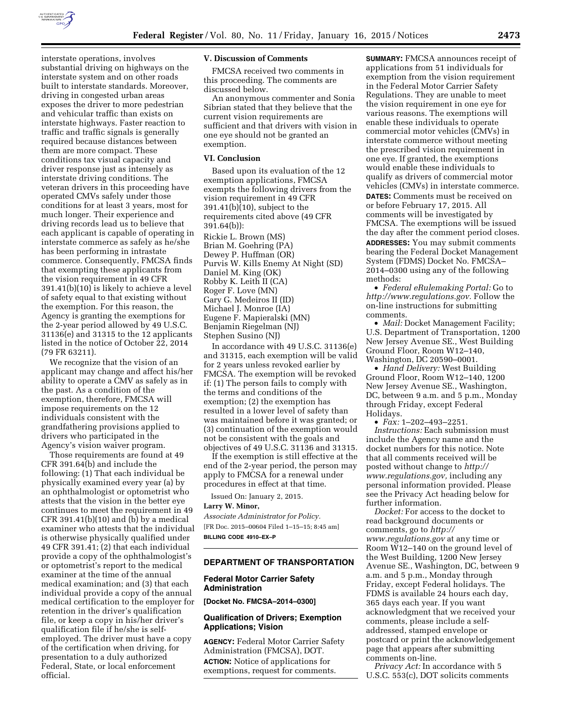interstate operations, involves substantial driving on highways on the interstate system and on other roads built to interstate standards. Moreover, driving in congested urban areas exposes the driver to more pedestrian and vehicular traffic than exists on interstate highways. Faster reaction to traffic and traffic signals is generally required because distances between them are more compact. These conditions tax visual capacity and driver response just as intensely as interstate driving conditions. The veteran drivers in this proceeding have operated CMVs safely under those conditions for at least 3 years, most for much longer. Their experience and driving records lead us to believe that each applicant is capable of operating in interstate commerce as safely as he/she has been performing in intrastate commerce. Consequently, FMCSA finds that exempting these applicants from the vision requirement in 49 CFR 391.41(b)(10) is likely to achieve a level of safety equal to that existing without the exemption. For this reason, the Agency is granting the exemptions for the 2-year period allowed by 49 U.S.C. 31136(e) and 31315 to the 12 applicants listed in the notice of October 22, 2014 (79 FR 63211).

We recognize that the vision of an applicant may change and affect his/her ability to operate a CMV as safely as in the past. As a condition of the exemption, therefore, FMCSA will impose requirements on the 12 individuals consistent with the grandfathering provisions applied to drivers who participated in the Agency's vision waiver program.

Those requirements are found at 49 CFR 391.64(b) and include the following: (1) That each individual be physically examined every year (a) by an ophthalmologist or optometrist who attests that the vision in the better eye continues to meet the requirement in 49 CFR 391.41(b)(10) and (b) by a medical examiner who attests that the individual is otherwise physically qualified under 49 CFR 391.41; (2) that each individual provide a copy of the ophthalmologist's or optometrist's report to the medical examiner at the time of the annual medical examination; and (3) that each individual provide a copy of the annual medical certification to the employer for retention in the driver's qualification file, or keep a copy in his/her driver's qualification file if he/she is self-employed. The driver must have a copy of the certification when driving, for presentation to a duly authorized Federal, State, or local enforcement official.

## V. Discussion of Comments

FMCSA received two comments in this proceeding. The comments are discussed below.

An anonymous commenter and Sonia Sibrian stated that they believe that the current vision requirements are sufficient and that drivers with vision in one eye should not be granted an exemption.

## VI. Conclusion

Based upon its evaluation of the 12 exemption applications, FMCSA exempts the following drivers from the vision requirement in 49 CFR 391.41(b)(10), subject to the requirements cited above (49 CFR 391.64(b)):

Rickie L. Brown (MS)
Brian M. Goehring (PA)
Dewey P. Huffman (OR)
Purvis W. Kills Enemy At Night (SD)
Daniel M. King (OK)
Robby K. Leith II (CA)
Roger F. Love (MN)
Gary G. Medeiros II (ID)
Michael J. Monroe (IA)
Eugene F. Mapieralski (MN)
Benjamin Riegelman (NJ)
Stephen Susino (NJ)

In accordance with 49 U.S.C. 31136(e) and 31315, each exemption will be valid for 2 years unless revoked earlier by FMCSA. The exemption will be revoked if: (1) The person fails to comply with the terms and conditions of the exemption; (2) the exemption has resulted in a lower level of safety than was maintained before it was granted; or (3) continuation of the exemption would not be consistent with the goals and objectives of 49 U.S.C. 31136 and 31315.

If the exemption is still effective at the end of the 2-year period, the person may apply to FMCSA for a renewal under procedures in effect at that time.

Issued On: January 2, 2015.

**Larry W. Minor,**

*Associate Administrator for Policy.*

[FR Doc. 2015–00604 Filed 1–15–15; 8:45 am]

**BILLING CODE 4910–EX–P**

---

## DEPARTMENT OF TRANSPORTATION

### Federal Motor Carrier Safety Administration

**[Docket No. FMCSA–2014–0300]**

### Qualification of Drivers; Exemption Applications; Vision

**AGENCY:** Federal Motor Carrier Safety Administration (FMCSA), DOT.

**ACTION:** Notice of applications for exemptions, request for comments.

**SUMMARY:** FMCSA announces receipt of applications from 51 individuals for exemption from the vision requirement in the Federal Motor Carrier Safety Regulations. They are unable to meet the vision requirement in one eye for various reasons. The exemptions will enable these individuals to operate commercial motor vehicles (CMVs) in interstate commerce without meeting the prescribed vision requirement in one eye. If granted, the exemptions would enable these individuals to qualify as drivers of commercial motor vehicles (CMVs) in interstate commerce.

**DATES:** Comments must be received on or before February 17, 2015. All comments will be investigated by FMCSA. The exemptions will be issued the day after the comment period closes.

**ADDRESSES:** You may submit comments bearing the Federal Docket Management System (FDMS) Docket No. FMCSA–2014–0300 using any of the following methods:

- *Federal eRulemaking Portal:* Go to *http://www.regulations.gov.* Follow the on-line instructions for submitting comments.
- *Mail:* Docket Management Facility; U.S. Department of Transportation, 1200 New Jersey Avenue SE., West Building Ground Floor, Room W12–140, Washington, DC 20590–0001.
- *Hand Delivery:* West Building Ground Floor, Room W12–140, 1200 New Jersey Avenue SE., Washington, DC, between 9 a.m. and 5 p.m., Monday through Friday, except Federal Holidays.
- *Fax:* 1–202–493–2251.

*Instructions:* Each submission must include the Agency name and the docket numbers for this notice. Note that all comments received will be posted without change to *http://www.regulations.gov,* including any personal information provided. Please see the Privacy Act heading below for further information.

*Docket:* For access to the docket to read background documents or comments, go to *http://www.regulations.gov* at any time or Room W12–140 on the ground level of the West Building, 1200 New Jersey Avenue SE., Washington, DC, between 9 a.m. and 5 p.m., Monday through Friday, except Federal holidays. The FDMS is available 24 hours each day, 365 days each year. If you want acknowledgment that we received your comments, please include a self-addressed, stamped envelope or postcard or print the acknowledgement page that appears after submitting comments on-line.

*Privacy Act:* In accordance with 5 U.S.C. 553(c), DOT solicits comments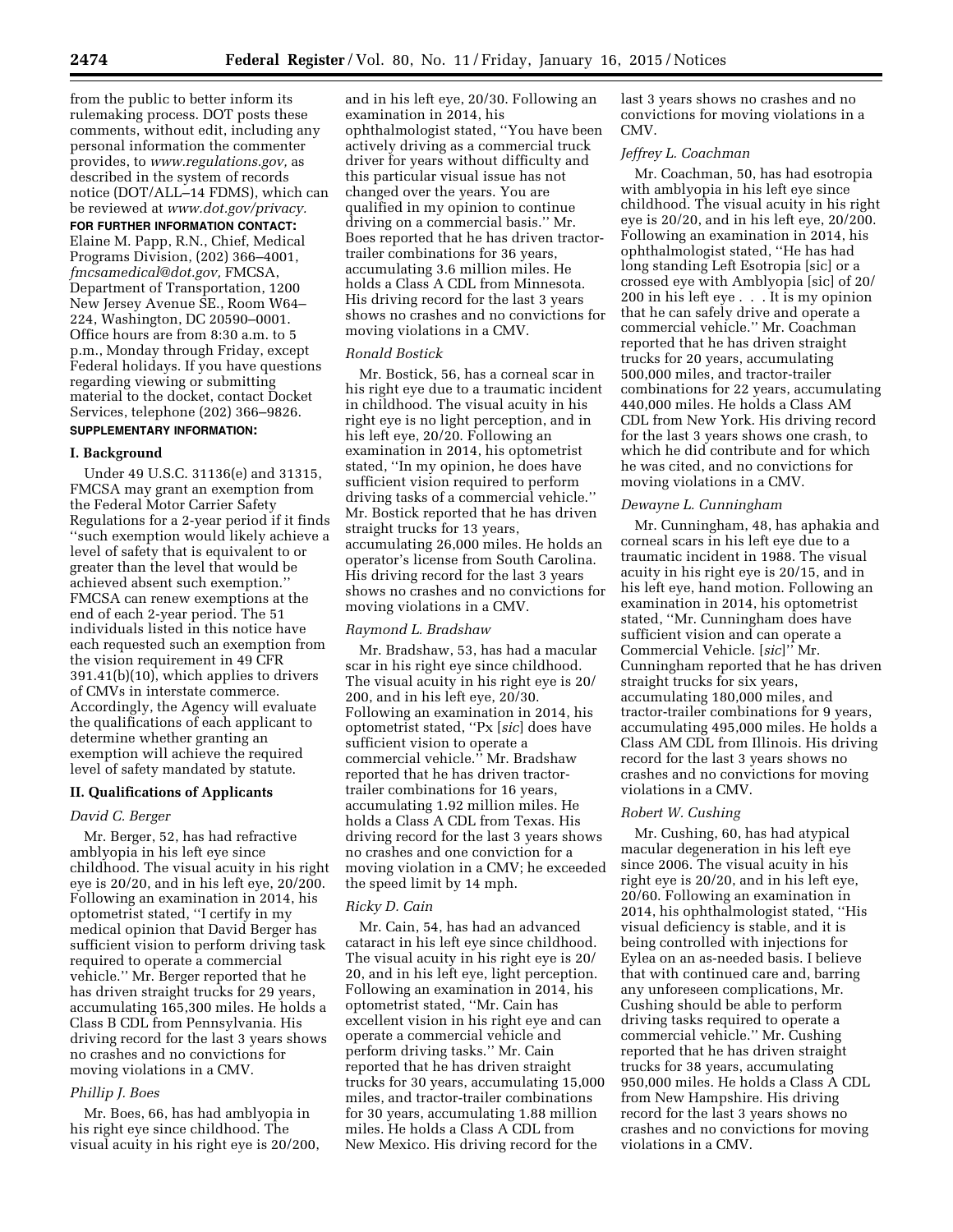from the public to better inform its rulemaking process. DOT posts these comments, without edit, including any personal information the commenter provides, to *www.regulations.gov,* as described in the system of records notice (DOT/ALL–14 FDMS), which can be reviewed at *www.dot.gov/privacy.*

**FOR FURTHER INFORMATION CONTACT:** Elaine M. Papp, R.N., Chief, Medical Programs Division, (202) 366–4001, *fmcsamedical@dot.gov,* FMCSA, Department of Transportation, 1200 New Jersey Avenue SE., Room W64–224, Washington, DC 20590–0001. Office hours are from 8:30 a.m. to 5 p.m., Monday through Friday, except Federal holidays. If you have questions regarding viewing or submitting material to the docket, contact Docket Services, telephone (202) 366–9826.

**SUPPLEMENTARY INFORMATION:**

## I. Background

Under 49 U.S.C. 31136(e) and 31315, FMCSA may grant an exemption from the Federal Motor Carrier Safety Regulations for a 2-year period if it finds ''such exemption would likely achieve a level of safety that is equivalent to or greater than the level that would be achieved absent such exemption.'' FMCSA can renew exemptions at the end of each 2-year period. The 51 individuals listed in this notice have each requested such an exemption from the vision requirement in 49 CFR 391.41(b)(10), which applies to drivers of CMVs in interstate commerce. Accordingly, the Agency will evaluate the qualifications of each applicant to determine whether granting an exemption will achieve the required level of safety mandated by statute.

## II. Qualifications of Applicants

*David C. Berger*

Mr. Berger, 52, has had refractive amblyopia in his left eye since childhood. The visual acuity in his right eye is 20/20, and in his left eye, 20/200. Following an examination in 2014, his optometrist stated, ''I certify in my medical opinion that David Berger has sufficient vision to perform driving task required to operate a commercial vehicle.'' Mr. Berger reported that he has driven straight trucks for 29 years, accumulating 165,300 miles. He holds a Class B CDL from Pennsylvania. His driving record for the last 3 years shows no crashes and no convictions for moving violations in a CMV.

*Phillip J. Boes*

Mr. Boes, 66, has had amblyopia in his right eye since childhood. The visual acuity in his right eye is 20/200, and in his left eye, 20/30. Following an examination in 2014, his ophthalmologist stated, ''You have been actively driving as a commercial truck driver for years without difficulty and this particular visual issue has not changed over the years. You are qualified in my opinion to continue driving on a commercial basis.'' Mr. Boes reported that he has driven tractor-trailer combinations for 36 years, accumulating 3.6 million miles. He holds a Class A CDL from Minnesota. His driving record for the last 3 years shows no crashes and no convictions for moving violations in a CMV.

*Ronald Bostick*

Mr. Bostick, 56, has a corneal scar in his right eye due to a traumatic incident in childhood. The visual acuity in his right eye is no light perception, and in his left eye, 20/20. Following an examination in 2014, his optometrist stated, ''In my opinion, he does have sufficient vision required to perform driving tasks of a commercial vehicle.'' Mr. Bostick reported that he has driven straight trucks for 13 years, accumulating 26,000 miles. He holds an operator's license from South Carolina. His driving record for the last 3 years shows no crashes and no convictions for moving violations in a CMV.

*Raymond L. Bradshaw*

Mr. Bradshaw, 53, has had a macular scar in his right eye since childhood. The visual acuity in his right eye is 20/200, and in his left eye, 20/30. Following an examination in 2014, his optometrist stated, ''Px [*sic*] does have sufficient vision to operate a commercial vehicle.'' Mr. Bradshaw reported that he has driven tractor-trailer combinations for 16 years, accumulating 1.92 million miles. He holds a Class A CDL from Texas. His driving record for the last 3 years shows no crashes and one conviction for a moving violation in a CMV; he exceeded the speed limit by 14 mph.

*Ricky D. Cain*

Mr. Cain, 54, has had an advanced cataract in his left eye since childhood. The visual acuity in his right eye is 20/20, and in his left eye, light perception. Following an examination in 2014, his optometrist stated, ''Mr. Cain has excellent vision in his right eye and can operate a commercial vehicle and perform driving tasks.'' Mr. Cain reported that he has driven straight trucks for 30 years, accumulating 15,000 miles, and tractor-trailer combinations for 30 years, accumulating 1.88 million miles. He holds a Class A CDL from New Mexico. His driving record for the last 3 years shows no crashes and no convictions for moving violations in a CMV.

*Jeffrey L. Coachman*

Mr. Coachman, 50, has had esotropia with amblyopia in his left eye since childhood. The visual acuity in his right eye is 20/20, and in his left eye, 20/200. Following an examination in 2014, his ophthalmologist stated, ''He has had long standing Left Esotropia [sic] or a crossed eye with Amblyopia [sic] of 20/200 in his left eye . . . It is my opinion that he can safely drive and operate a commercial vehicle.'' Mr. Coachman reported that he has driven straight trucks for 20 years, accumulating 500,000 miles, and tractor-trailer combinations for 22 years, accumulating 440,000 miles. He holds a Class AM CDL from New York. His driving record for the last 3 years shows one crash, to which he did contribute and for which he was cited, and no convictions for moving violations in a CMV.

*Dewayne L. Cunningham*

Mr. Cunningham, 48, has aphakia and corneal scars in his left eye due to a traumatic incident in 1988. The visual acuity in his right eye is 20/15, and in his left eye, hand motion. Following an examination in 2014, his optometrist stated, ''Mr. Cunningham does have sufficient vision and can operate a Commercial Vehicle. [*sic*]'' Mr. Cunningham reported that he has driven straight trucks for six years, accumulating 180,000 miles, and tractor-trailer combinations for 9 years, accumulating 495,000 miles. He holds a Class AM CDL from Illinois. His driving record for the last 3 years shows no crashes and no convictions for moving violations in a CMV.

*Robert W. Cushing*

Mr. Cushing, 60, has had atypical macular degeneration in his left eye since 2006. The visual acuity in his right eye is 20/20, and in his left eye, 20/60. Following an examination in 2014, his ophthalmologist stated, ''His visual deficiency is stable, and it is being controlled with injections for Eylea on an as-needed basis. I believe that with continued care and, barring any unforeseen complications, Mr. Cushing should be able to perform driving tasks required to operate a commercial vehicle.'' Mr. Cushing reported that he has driven straight trucks for 38 years, accumulating 950,000 miles. He holds a Class A CDL from New Hampshire. His driving record for the last 3 years shows no crashes and no convictions for moving violations in a CMV.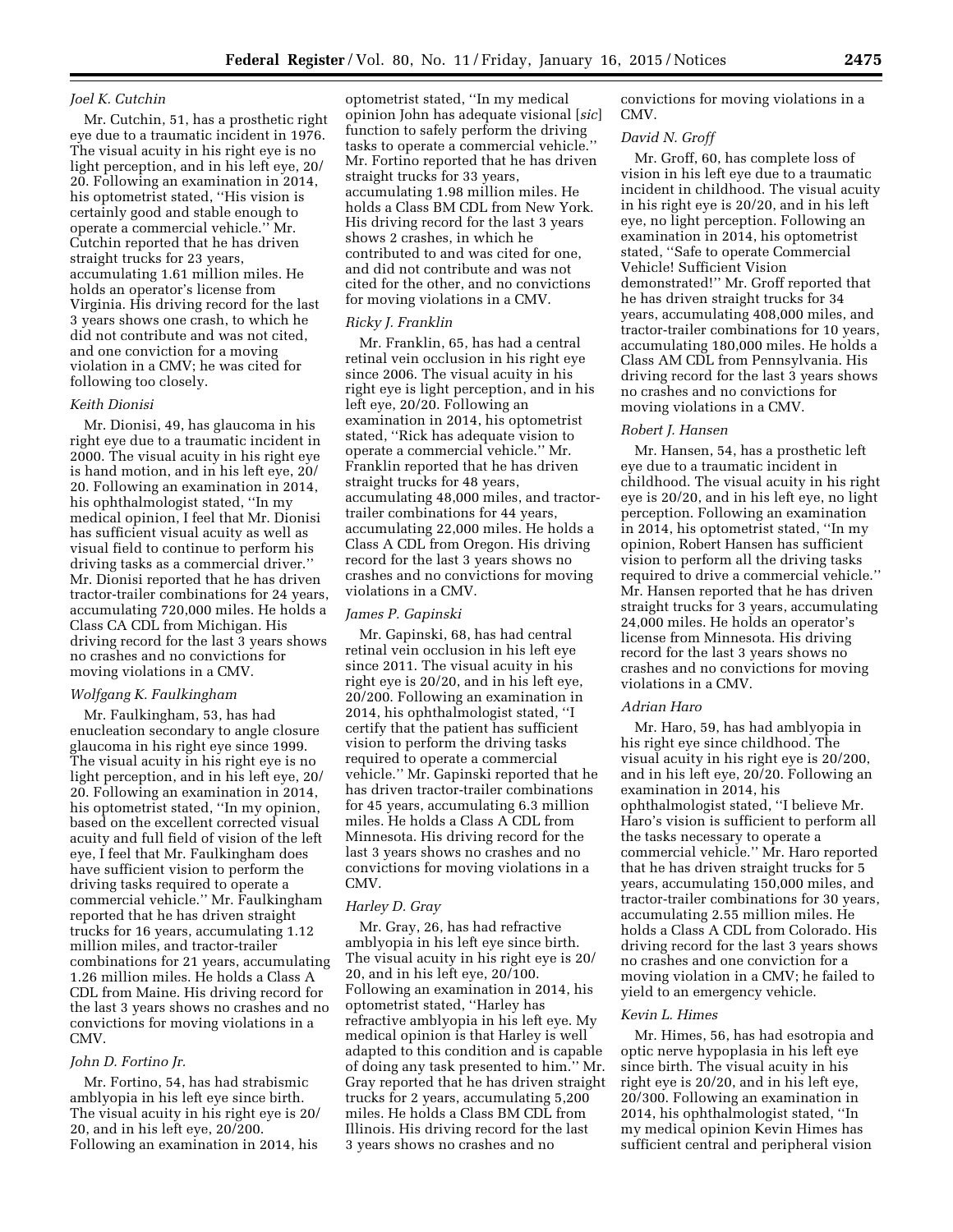### *Joel K. Cutchin*

Mr. Cutchin, 51, has a prosthetic right eye due to a traumatic incident in 1976. The visual acuity in his right eye is no light perception, and in his left eye, 20/20. Following an examination in 2014, his optometrist stated, ''His vision is certainly good and stable enough to operate a commercial vehicle.'' Mr. Cutchin reported that he has driven straight trucks for 23 years, accumulating 1.61 million miles. He holds an operator's license from Virginia. His driving record for the last 3 years shows one crash, to which he did not contribute and was not cited, and one conviction for a moving violation in a CMV; he was cited for following too closely.

### *Keith Dionisi*

Mr. Dionisi, 49, has glaucoma in his right eye due to a traumatic incident in 2000. The visual acuity in his right eye is hand motion, and in his left eye, 20/20. Following an examination in 2014, his ophthalmologist stated, ''In my medical opinion, I feel that Mr. Dionisi has sufficient visual acuity as well as visual field to continue to perform his driving tasks as a commercial driver.'' Mr. Dionisi reported that he has driven tractor-trailer combinations for 24 years, accumulating 720,000 miles. He holds a Class CA CDL from Michigan. His driving record for the last 3 years shows no crashes and no convictions for moving violations in a CMV.

### *Wolfgang K. Faulkingham*

Mr. Faulkingham, 53, has had enucleation secondary to angle closure glaucoma in his right eye since 1999. The visual acuity in his right eye is no light perception, and in his left eye, 20/20. Following an examination in 2014, his optometrist stated, ''In my opinion, based on the excellent corrected visual acuity and full field of vision of the left eye, I feel that Mr. Faulkingham does have sufficient vision to perform the driving tasks required to operate a commercial vehicle.'' Mr. Faulkingham reported that he has driven straight trucks for 16 years, accumulating 1.12 million miles, and tractor-trailer combinations for 21 years, accumulating 1.26 million miles. He holds a Class A CDL from Maine. His driving record for the last 3 years shows no crashes and no convictions for moving violations in a CMV.

### *John D. Fortino Jr.*

Mr. Fortino, 54, has had strabismic amblyopia in his left eye since birth. The visual acuity in his right eye is 20/20, and in his left eye, 20/200. Following an examination in 2014, his optometrist stated, ''In my medical opinion John has adequate visional [*sic*] function to safely perform the driving tasks to operate a commercial vehicle.'' Mr. Fortino reported that he has driven straight trucks for 33 years, accumulating 1.98 million miles. He holds a Class BM CDL from New York. His driving record for the last 3 years shows 2 crashes, in which he contributed to and was cited for one, and did not contribute and was not cited for the other, and no convictions for moving violations in a CMV.

### *Ricky J. Franklin*

Mr. Franklin, 65, has had a central retinal vein occlusion in his right eye since 2006. The visual acuity in his right eye is light perception, and in his left eye, 20/20. Following an examination in 2014, his optometrist stated, ''Rick has adequate vision to operate a commercial vehicle.'' Mr. Franklin reported that he has driven straight trucks for 48 years, accumulating 48,000 miles, and tractor-trailer combinations for 44 years, accumulating 22,000 miles. He holds a Class A CDL from Oregon. His driving record for the last 3 years shows no crashes and no convictions for moving violations in a CMV.

### *James P. Gapinski*

Mr. Gapinski, 68, has had central retinal vein occlusion in his left eye since 2011. The visual acuity in his right eye is 20/20, and in his left eye, 20/200. Following an examination in 2014, his ophthalmologist stated, ''I certify that the patient has sufficient vision to perform the driving tasks required to operate a commercial vehicle.'' Mr. Gapinski reported that he has driven tractor-trailer combinations for 45 years, accumulating 6.3 million miles. He holds a Class A CDL from Minnesota. His driving record for the last 3 years shows no crashes and no convictions for moving violations in a CMV.

### *Harley D. Gray*

Mr. Gray, 26, has had refractive amblyopia in his left eye since birth. The visual acuity in his right eye is 20/20, and in his left eye, 20/100. Following an examination in 2014, his optometrist stated, ''Harley has refractive amblyopia in his left eye. My medical opinion is that Harley is well adapted to this condition and is capable of doing any task presented to him.'' Mr. Gray reported that he has driven straight trucks for 2 years, accumulating 5,200 miles. He holds a Class BM CDL from Illinois. His driving record for the last 3 years shows no crashes and no convictions for moving violations in a CMV.

### *David N. Groff*

Mr. Groff, 60, has complete loss of vision in his left eye due to a traumatic incident in childhood. The visual acuity in his right eye is 20/20, and in his left eye, no light perception. Following an examination in 2014, his optometrist stated, ''Safe to operate Commercial Vehicle! Sufficient Vision demonstrated!'' Mr. Groff reported that he has driven straight trucks for 34 years, accumulating 408,000 miles, and tractor-trailer combinations for 10 years, accumulating 180,000 miles. He holds a Class AM CDL from Pennsylvania. His driving record for the last 3 years shows no crashes and no convictions for moving violations in a CMV.

### *Robert J. Hansen*

Mr. Hansen, 54, has a prosthetic left eye due to a traumatic incident in childhood. The visual acuity in his right eye is 20/20, and in his left eye, no light perception. Following an examination in 2014, his optometrist stated, ''In my opinion, Robert Hansen has sufficient vision to perform all the driving tasks required to drive a commercial vehicle.'' Mr. Hansen reported that he has driven straight trucks for 3 years, accumulating 24,000 miles. He holds an operator's license from Minnesota. His driving record for the last 3 years shows no crashes and no convictions for moving violations in a CMV.

### *Adrian Haro*

Mr. Haro, 59, has had amblyopia in his right eye since childhood. The visual acuity in his right eye is 20/200, and in his left eye, 20/20. Following an examination in 2014, his ophthalmologist stated, ''I believe Mr. Haro's vision is sufficient to perform all the tasks necessary to operate a commercial vehicle.'' Mr. Haro reported that he has driven straight trucks for 5 years, accumulating 150,000 miles, and tractor-trailer combinations for 30 years, accumulating 2.55 million miles. He holds a Class A CDL from Colorado. His driving record for the last 3 years shows no crashes and one conviction for a moving violation in a CMV; he failed to yield to an emergency vehicle.

### *Kevin L. Himes*

Mr. Himes, 56, has had esotropia and optic nerve hypoplasia in his left eye since birth. The visual acuity in his right eye is 20/20, and in his left eye, 20/300. Following an examination in 2014, his ophthalmologist stated, ''In my medical opinion Kevin Himes has sufficient central and peripheral vision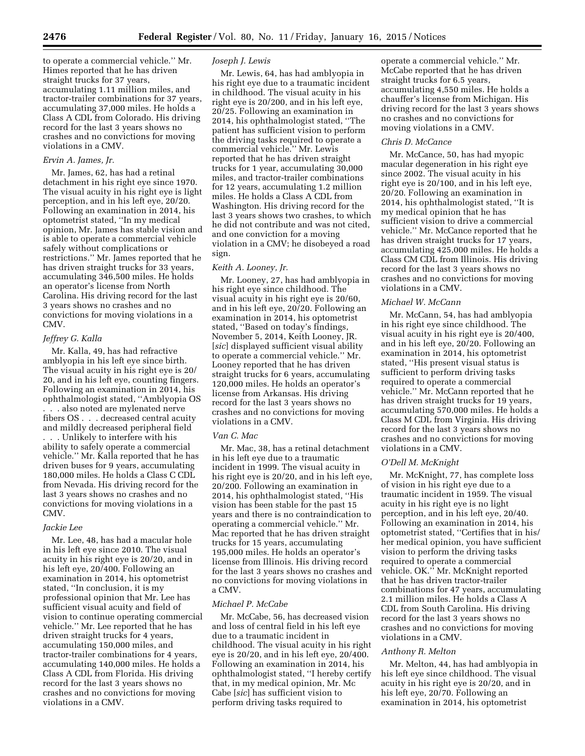to operate a commercial vehicle.'' Mr. Himes reported that he has driven straight trucks for 37 years, accumulating 1.11 million miles, and tractor-trailer combinations for 37 years, accumulating 37,000 miles. He holds a Class A CDL from Colorado. His driving record for the last 3 years shows no crashes and no convictions for moving violations in a CMV.

*Ervin A. James, Jr.*

Mr. James, 62, has had a retinal detachment in his right eye since 1970. The visual acuity in his right eye is light perception, and in his left eye, 20/20. Following an examination in 2014, his optometrist stated, ''In my medical opinion, Mr. James has stable vision and is able to operate a commercial vehicle safely without complications or restrictions.'' Mr. James reported that he has driven straight trucks for 33 years, accumulating 346,500 miles. He holds an operator's license from North Carolina. His driving record for the last 3 years shows no crashes and no convictions for moving violations in a CMV.

*Jeffrey G. Kalla*

Mr. Kalla, 49, has had refractive amblyopia in his left eye since birth. The visual acuity in his right eye is 20/20, and in his left eye, counting fingers. Following an examination in 2014, his ophthalmologist stated, ''Amblyopia OS . . . also noted are mylenated nerve fibers OS . . . decreased central acuity and mildly decreased peripheral field . . . Unlikely to interfere with his ability to safely operate a commercial vehicle.'' Mr. Kalla reported that he has driven buses for 9 years, accumulating 180,000 miles. He holds a Class C CDL from Nevada. His driving record for the last 3 years shows no crashes and no convictions for moving violations in a CMV.

*Jackie Lee*

Mr. Lee, 48, has had a macular hole in his left eye since 2010. The visual acuity in his right eye is 20/20, and in his left eye, 20/400. Following an examination in 2014, his optometrist stated, ''In conclusion, it is my professional opinion that Mr. Lee has sufficient visual acuity and field of vision to continue operating commercial vehicle.'' Mr. Lee reported that he has driven straight trucks for 4 years, accumulating 150,000 miles, and tractor-trailer combinations for 4 years, accumulating 140,000 miles. He holds a Class A CDL from Florida. His driving record for the last 3 years shows no crashes and no convictions for moving violations in a CMV.

*Joseph J. Lewis*

Mr. Lewis, 64, has had amblyopia in his right eye due to a traumatic incident in childhood. The visual acuity in his right eye is 20/200, and in his left eye, 20/25. Following an examination in 2014, his ophthalmologist stated, ''The patient has sufficient vision to perform the driving tasks required to operate a commercial vehicle.'' Mr. Lewis reported that he has driven straight trucks for 1 year, accumulating 30,000 miles, and tractor-trailer combinations for 12 years, accumulating 1.2 million miles. He holds a Class A CDL from Washington. His driving record for the last 3 years shows two crashes, to which he did not contribute and was not cited, and one conviction for a moving violation in a CMV; he disobeyed a road sign.

*Keith A. Looney, Jr.*

Mr. Looney, 27, has had amblyopia in his right eye since childhood. The visual acuity in his right eye is 20/60, and in his left eye, 20/20. Following an examination in 2014, his optometrist stated, ''Based on today's findings, November 5, 2014, Keith Looney, JR. [*sic*] displayed sufficient visual ability to operate a commercial vehicle.'' Mr. Looney reported that he has driven straight trucks for 6 years, accumulating 120,000 miles. He holds an operator's license from Arkansas. His driving record for the last 3 years shows no crashes and no convictions for moving violations in a CMV.

*Van C. Mac*

Mr. Mac, 38, has a retinal detachment in his left eye due to a traumatic incident in 1999. The visual acuity in his right eye is 20/20, and in his left eye, 20/200. Following an examination in 2014, his ophthalmologist stated, ''His vision has been stable for the past 15 years and there is no contraindication to operating a commercial vehicle.'' Mr. Mac reported that he has driven straight trucks for 15 years, accumulating 195,000 miles. He holds an operator's license from Illinois. His driving record for the last 3 years shows no crashes and no convictions for moving violations in a CMV.

*Michael P. McCabe*

Mr. McCabe, 56, has decreased vision and loss of central field in his left eye due to a traumatic incident in childhood. The visual acuity in his right eye is 20/20, and in his left eye, 20/400. Following an examination in 2014, his ophthalmologist stated, ''I hereby certify that, in my medical opinion, Mr. Mc Cabe [*sic*] has sufficient vision to perform driving tasks required to operate a commercial vehicle.'' Mr. McCabe reported that he has driven straight trucks for 6.5 years, accumulating 4,550 miles. He holds a chauffer's license from Michigan. His driving record for the last 3 years shows no crashes and no convictions for moving violations in a CMV.

*Chris D. McCance*

Mr. McCance, 50, has had myopic macular degeneration in his right eye since 2002. The visual acuity in his right eye is 20/100, and in his left eye, 20/20. Following an examination in 2014, his ophthalmologist stated, ''It is my medical opinion that he has sufficient vision to drive a commercial vehicle.'' Mr. McCance reported that he has driven straight trucks for 17 years, accumulating 425,000 miles. He holds a Class CM CDL from Illinois. His driving record for the last 3 years shows no crashes and no convictions for moving violations in a CMV.

*Michael W. McCann*

Mr. McCann, 54, has had amblyopia in his right eye since childhood. The visual acuity in his right eye is 20/400, and in his left eye, 20/20. Following an examination in 2014, his optometrist stated, ''His present visual status is sufficient to perform driving tasks required to operate a commercial vehicle.'' Mr. McCann reported that he has driven straight trucks for 19 years, accumulating 570,000 miles. He holds a Class M CDL from Virginia. His driving record for the last 3 years shows no crashes and no convictions for moving violations in a CMV.

*O'Dell M. McKnight*

Mr. McKnight, 77, has complete loss of vision in his right eye due to a traumatic incident in 1959. The visual acuity in his right eye is no light perception, and in his left eye, 20/40. Following an examination in 2014, his optometrist stated, ''Certifies that in his/her medical opinion, you have sufficient vision to perform the driving tasks required to operate a commercial vehicle. OK.'' Mr. McKnight reported that he has driven tractor-trailer combinations for 47 years, accumulating 2.1 million miles. He holds a Class A CDL from South Carolina. His driving record for the last 3 years shows no crashes and no convictions for moving violations in a CMV.

*Anthony R. Melton*

Mr. Melton, 44, has had amblyopia in his left eye since childhood. The visual acuity in his right eye is 20/20, and in his left eye, 20/70. Following an examination in 2014, his optometrist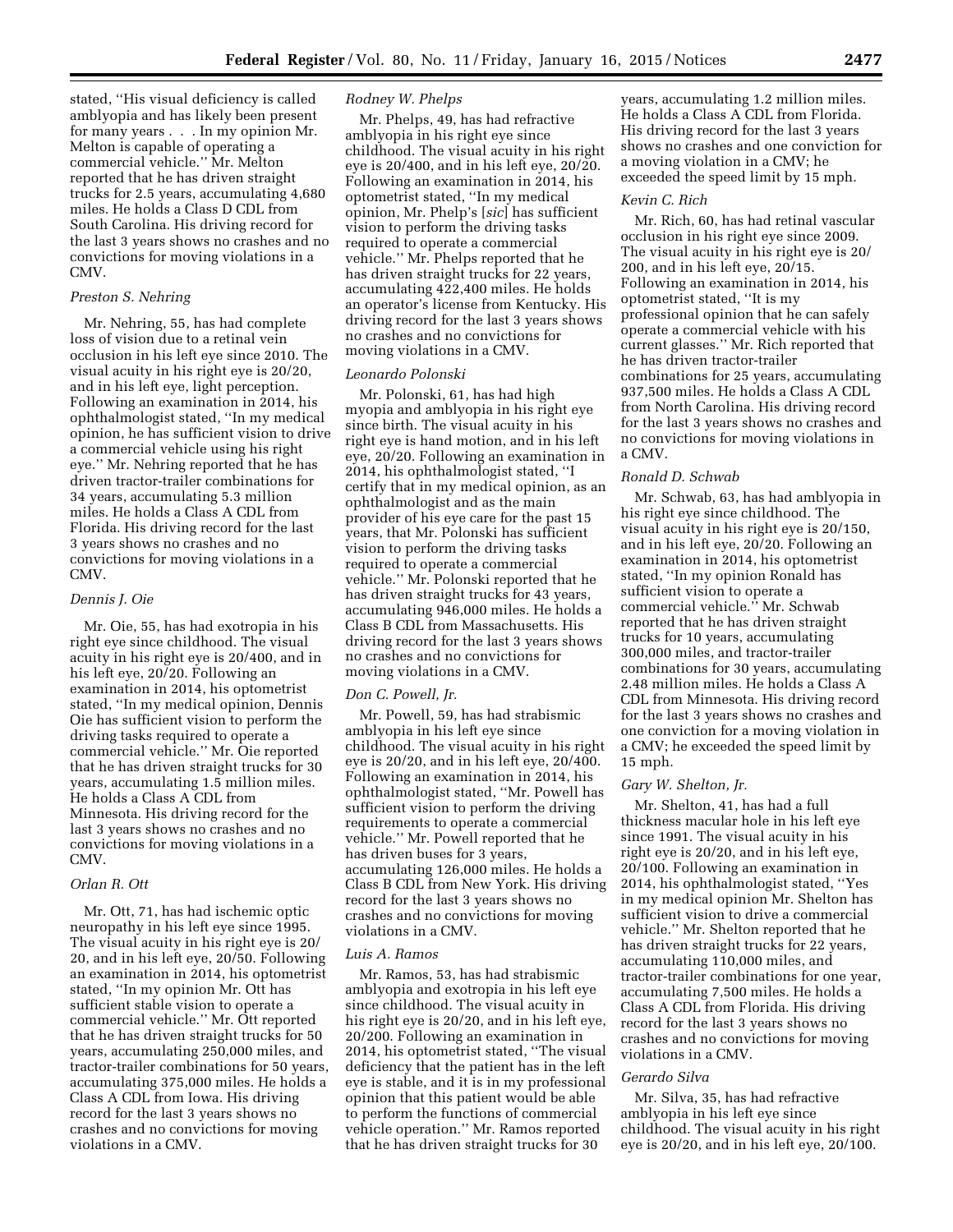stated, ''His visual deficiency is called amblyopia and has likely been present for many years . . . In my opinion Mr. Melton is capable of operating a commercial vehicle.'' Mr. Melton reported that he has driven straight trucks for 2.5 years, accumulating 4,680 miles. He holds a Class D CDL from South Carolina. His driving record for the last 3 years shows no crashes and no convictions for moving violations in a CMV.

*Preston S. Nehring*

Mr. Nehring, 55, has had complete loss of vision due to a retinal vein occlusion in his left eye since 2010. The visual acuity in his right eye is 20/20, and in his left eye, light perception. Following an examination in 2014, his ophthalmologist stated, ''In my medical opinion, he has sufficient vision to drive a commercial vehicle using his right eye.'' Mr. Nehring reported that he has driven tractor-trailer combinations for 34 years, accumulating 5.3 million miles. He holds a Class A CDL from Florida. His driving record for the last 3 years shows no crashes and no convictions for moving violations in a CMV.

*Dennis J. Oie*

Mr. Oie, 55, has had exotropia in his right eye since childhood. The visual acuity in his right eye is 20/400, and in his left eye, 20/20. Following an examination in 2014, his optometrist stated, ''In my medical opinion, Dennis Oie has sufficient vision to perform the driving tasks required to operate a commercial vehicle.'' Mr. Oie reported that he has driven straight trucks for 30 years, accumulating 1.5 million miles. He holds a Class A CDL from Minnesota. His driving record for the last 3 years shows no crashes and no convictions for moving violations in a CMV.

*Orlan R. Ott*

Mr. Ott, 71, has had ischemic optic neuropathy in his left eye since 1995. The visual acuity in his right eye is 20/20, and in his left eye, 20/50. Following an examination in 2014, his optometrist stated, ''In my opinion Mr. Ott has sufficient stable vision to operate a commercial vehicle.'' Mr. Ott reported that he has driven straight trucks for 50 years, accumulating 250,000 miles, and tractor-trailer combinations for 50 years, accumulating 375,000 miles. He holds a Class A CDL from Iowa. His driving record for the last 3 years shows no crashes and no convictions for moving violations in a CMV.

*Rodney W. Phelps*

Mr. Phelps, 49, has had refractive amblyopia in his right eye since childhood. The visual acuity in his right eye is 20/400, and in his left eye, 20/20. Following an examination in 2014, his optometrist stated, ''In my medical opinion, Mr. Phelp's [*sic*] has sufficient vision to perform the driving tasks required to operate a commercial vehicle.'' Mr. Phelps reported that he has driven straight trucks for 22 years, accumulating 422,400 miles. He holds an operator's license from Kentucky. His driving record for the last 3 years shows no crashes and no convictions for moving violations in a CMV.

*Leonardo Polonski*

Mr. Polonski, 61, has had high myopia and amblyopia in his right eye since birth. The visual acuity in his right eye is hand motion, and in his left eye, 20/20. Following an examination in 2014, his ophthalmologist stated, ''I certify that in my medical opinion, as an ophthalmologist and as the main provider of his eye care for the past 15 years, that Mr. Polonski has sufficient vision to perform the driving tasks required to operate a commercial vehicle.'' Mr. Polonski reported that he has driven straight trucks for 43 years, accumulating 946,000 miles. He holds a Class B CDL from Massachusetts. His driving record for the last 3 years shows no crashes and no convictions for moving violations in a CMV.

*Don C. Powell, Jr.*

Mr. Powell, 59, has had strabismic amblyopia in his left eye since childhood. The visual acuity in his right eye is 20/20, and in his left eye, 20/400. Following an examination in 2014, his ophthalmologist stated, ''Mr. Powell has sufficient vision to perform the driving requirements to operate a commercial vehicle.'' Mr. Powell reported that he has driven buses for 3 years, accumulating 126,000 miles. He holds a Class B CDL from New York. His driving record for the last 3 years shows no crashes and no convictions for moving violations in a CMV.

*Luis A. Ramos*

Mr. Ramos, 53, has had strabismic amblyopia and exotropia in his left eye since childhood. The visual acuity in his right eye is 20/20, and in his left eye, 20/200. Following an examination in 2014, his optometrist stated, ''The visual deficiency that the patient has in the left eye is stable, and it is in my professional opinion that this patient would be able to perform the functions of commercial vehicle operation.'' Mr. Ramos reported that he has driven straight trucks for 30 years, accumulating 1.2 million miles. He holds a Class A CDL from Florida. His driving record for the last 3 years shows no crashes and one conviction for a moving violation in a CMV; he exceeded the speed limit by 15 mph.

*Kevin C. Rich*

Mr. Rich, 60, has had retinal vascular occlusion in his right eye since 2009. The visual acuity in his right eye is 20/200, and in his left eye, 20/15. Following an examination in 2014, his optometrist stated, ''It is my professional opinion that he can safely operate a commercial vehicle with his current glasses.'' Mr. Rich reported that he has driven tractor-trailer combinations for 25 years, accumulating 937,500 miles. He holds a Class A CDL from North Carolina. His driving record for the last 3 years shows no crashes and no convictions for moving violations in a CMV.

*Ronald D. Schwab*

Mr. Schwab, 63, has had amblyopia in his right eye since childhood. The visual acuity in his right eye is 20/150, and in his left eye, 20/20. Following an examination in 2014, his optometrist stated, ''In my opinion Ronald has sufficient vision to operate a commercial vehicle.'' Mr. Schwab reported that he has driven straight trucks for 10 years, accumulating 300,000 miles, and tractor-trailer combinations for 30 years, accumulating 2.48 million miles. He holds a Class A CDL from Minnesota. His driving record for the last 3 years shows no crashes and one conviction for a moving violation in a CMV; he exceeded the speed limit by 15 mph.

*Gary W. Shelton, Jr.*

Mr. Shelton, 41, has had a full thickness macular hole in his left eye since 1991. The visual acuity in his right eye is 20/20, and in his left eye, 20/100. Following an examination in 2014, his ophthalmologist stated, ''Yes in my medical opinion Mr. Shelton has sufficient vision to drive a commercial vehicle.'' Mr. Shelton reported that he has driven straight trucks for 22 years, accumulating 110,000 miles, and tractor-trailer combinations for one year, accumulating 7,500 miles. He holds a Class A CDL from Florida. His driving record for the last 3 years shows no crashes and no convictions for moving violations in a CMV.

*Gerardo Silva*

Mr. Silva, 35, has had refractive amblyopia in his left eye since childhood. The visual acuity in his right eye is 20/20, and in his left eye, 20/100.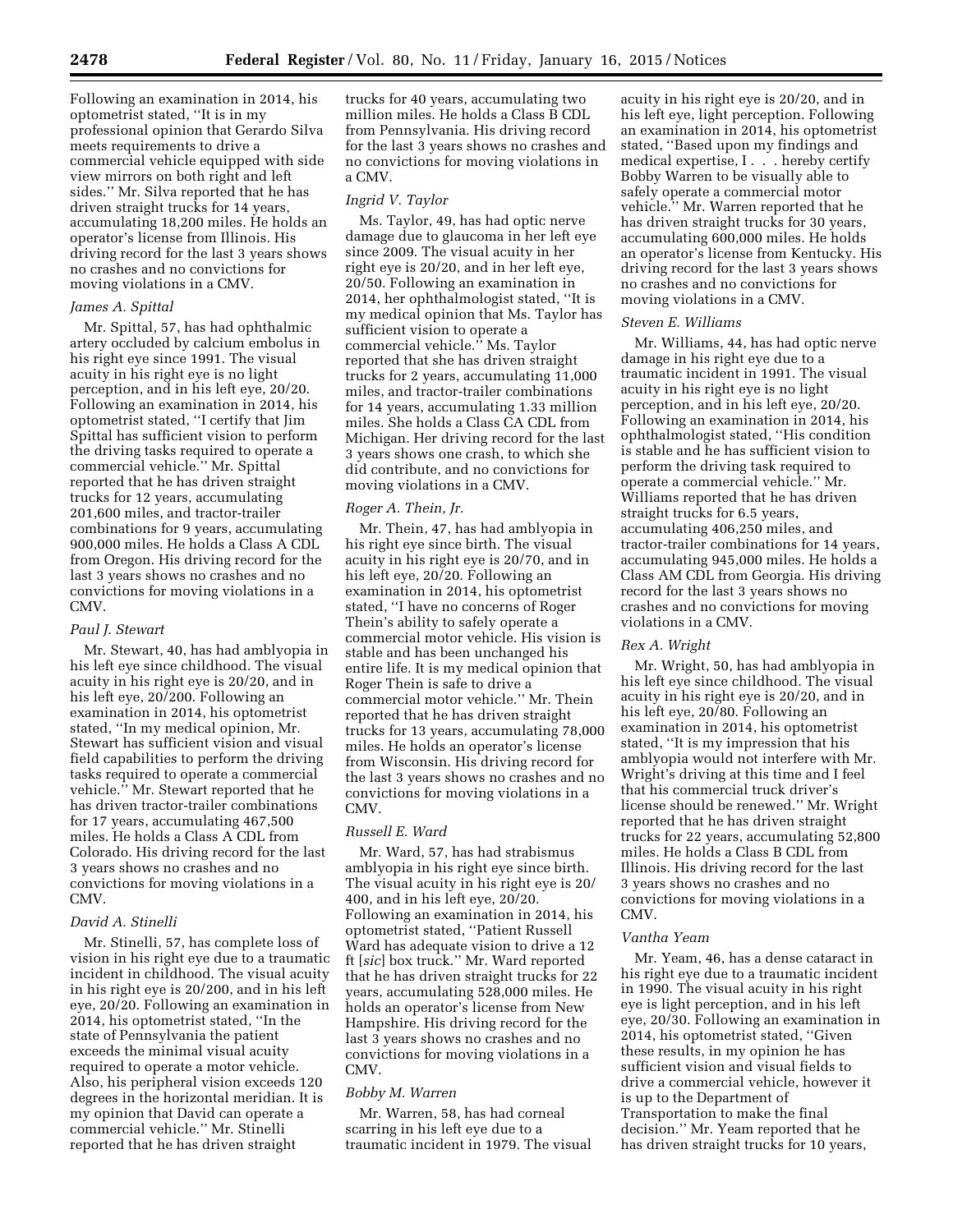Following an examination in 2014, his optometrist stated, ''It is in my professional opinion that Gerardo Silva meets requirements to drive a commercial vehicle equipped with side view mirrors on both right and left sides.'' Mr. Silva reported that he has driven straight trucks for 14 years, accumulating 18,200 miles. He holds an operator's license from Illinois. His driving record for the last 3 years shows no crashes and no convictions for moving violations in a CMV.

*James A. Spittal*

Mr. Spittal, 57, has had ophthalmic artery occluded by calcium embolus in his right eye since 1991. The visual acuity in his right eye is no light perception, and in his left eye, 20/20. Following an examination in 2014, his optometrist stated, ''I certify that Jim Spittal has sufficient vision to perform the driving tasks required to operate a commercial vehicle.'' Mr. Spittal reported that he has driven straight trucks for 12 years, accumulating 201,600 miles, and tractor-trailer combinations for 9 years, accumulating 900,000 miles. He holds a Class A CDL from Oregon. His driving record for the last 3 years shows no crashes and no convictions for moving violations in a CMV.

*Paul J. Stewart*

Mr. Stewart, 40, has had amblyopia in his left eye since childhood. The visual acuity in his right eye is 20/20, and in his left eye, 20/200. Following an examination in 2014, his optometrist stated, ''In my medical opinion, Mr. Stewart has sufficient vision and visual field capabilities to perform the driving tasks required to operate a commercial vehicle.'' Mr. Stewart reported that he has driven tractor-trailer combinations for 17 years, accumulating 467,500 miles. He holds a Class A CDL from Colorado. His driving record for the last 3 years shows no crashes and no convictions for moving violations in a CMV.

*David A. Stinelli*

Mr. Stinelli, 57, has complete loss of vision in his right eye due to a traumatic incident in childhood. The visual acuity in his right eye is 20/200, and in his left eye, 20/20. Following an examination in 2014, his optometrist stated, ''In the state of Pennsylvania the patient exceeds the minimal visual acuity required to operate a motor vehicle. Also, his peripheral vision exceeds 120 degrees in the horizontal meridian. It is my opinion that David can operate a commercial vehicle.'' Mr. Stinelli reported that he has driven straight trucks for 40 years, accumulating two million miles. He holds a Class B CDL from Pennsylvania. His driving record for the last 3 years shows no crashes and no convictions for moving violations in a CMV.

*Ingrid V. Taylor*

Ms. Taylor, 49, has had optic nerve damage due to glaucoma in her left eye since 2009. The visual acuity in her right eye is 20/20, and in her left eye, 20/50. Following an examination in 2014, her ophthalmologist stated, ''It is my medical opinion that Ms. Taylor has sufficient vision to operate a commercial vehicle.'' Ms. Taylor reported that she has driven straight trucks for 2 years, accumulating 11,000 miles, and tractor-trailer combinations for 14 years, accumulating 1.33 million miles. She holds a Class CA CDL from Michigan. Her driving record for the last 3 years shows one crash, to which she did contribute, and no convictions for moving violations in a CMV.

*Roger A. Thein, Jr.*

Mr. Thein, 47, has had amblyopia in his right eye since birth. The visual acuity in his right eye is 20/70, and in his left eye, 20/20. Following an examination in 2014, his optometrist stated, ''I have no concerns of Roger Thein's ability to safely operate a commercial motor vehicle. His vision is stable and has been unchanged his entire life. It is my medical opinion that Roger Thein is safe to drive a commercial motor vehicle.'' Mr. Thein reported that he has driven straight trucks for 13 years, accumulating 78,000 miles. He holds an operator's license from Wisconsin. His driving record for the last 3 years shows no crashes and no convictions for moving violations in a CMV.

*Russell E. Ward*

Mr. Ward, 57, has had strabismus amblyopia in his right eye since birth. The visual acuity in his right eye is 20/400, and in his left eye, 20/20. Following an examination in 2014, his optometrist stated, ''Patient Russell Ward has adequate vision to drive a 12 ft [*sic*] box truck.'' Mr. Ward reported that he has driven straight trucks for 22 years, accumulating 528,000 miles. He holds an operator's license from New Hampshire. His driving record for the last 3 years shows no crashes and no convictions for moving violations in a CMV.

*Bobby M. Warren*

Mr. Warren, 58, has had corneal scarring in his left eye due to a traumatic incident in 1979. The visual acuity in his right eye is 20/20, and in his left eye, light perception. Following an examination in 2014, his optometrist stated, ''Based upon my findings and medical expertise, I . . . hereby certify Bobby Warren to be visually able to safely operate a commercial motor vehicle.'' Mr. Warren reported that he has driven straight trucks for 30 years, accumulating 600,000 miles. He holds an operator's license from Kentucky. His driving record for the last 3 years shows no crashes and no convictions for moving violations in a CMV.

*Steven E. Williams*

Mr. Williams, 44, has had optic nerve damage in his right eye due to a traumatic incident in 1991. The visual acuity in his right eye is no light perception, and in his left eye, 20/20. Following an examination in 2014, his ophthalmologist stated, ''His condition is stable and he has sufficient vision to perform the driving task required to operate a commercial vehicle.'' Mr. Williams reported that he has driven straight trucks for 6.5 years, accumulating 406,250 miles, and tractor-trailer combinations for 14 years, accumulating 945,000 miles. He holds a Class AM CDL from Georgia. His driving record for the last 3 years shows no crashes and no convictions for moving violations in a CMV.

*Rex A. Wright*

Mr. Wright, 50, has had amblyopia in his left eye since childhood. The visual acuity in his right eye is 20/20, and in his left eye, 20/80. Following an examination in 2014, his optometrist stated, ''It is my impression that his amblyopia would not interfere with Mr. Wright's driving at this time and I feel that his commercial truck driver's license should be renewed.'' Mr. Wright reported that he has driven straight trucks for 22 years, accumulating 52,800 miles. He holds a Class B CDL from Illinois. His driving record for the last 3 years shows no crashes and no convictions for moving violations in a CMV.

*Vantha Yeam*

Mr. Yeam, 46, has a dense cataract in his right eye due to a traumatic incident in 1990. The visual acuity in his right eye is light perception, and in his left eye, 20/30. Following an examination in 2014, his optometrist stated, ''Given these results, in my opinion he has sufficient vision and visual fields to drive a commercial vehicle, however it is up to the Department of Transportation to make the final decision.'' Mr. Yeam reported that he has driven straight trucks for 10 years,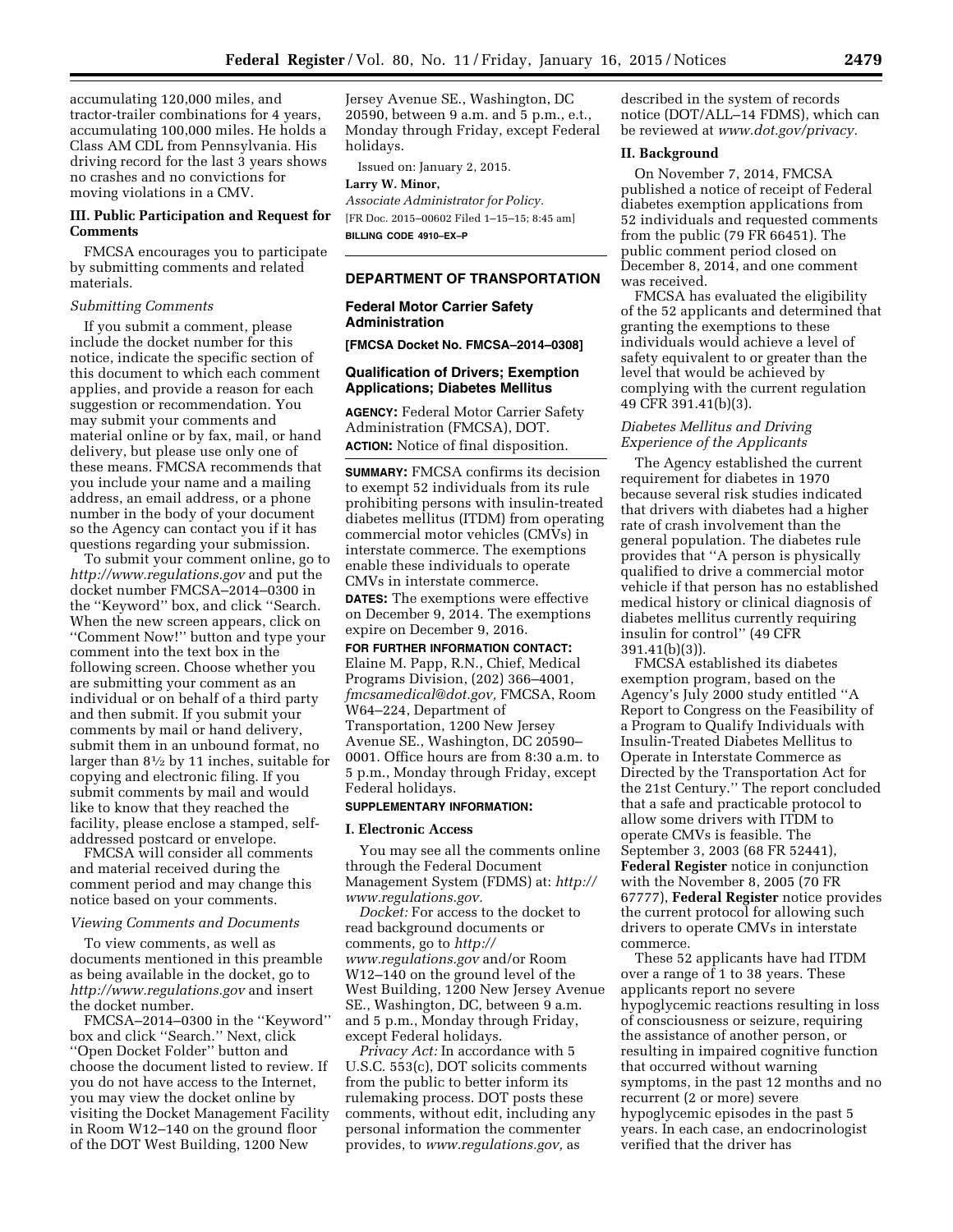accumulating 120,000 miles, and tractor-trailer combinations for 4 years, accumulating 100,000 miles. He holds a Class AM CDL from Pennsylvania. His driving record for the last 3 years shows no crashes and no convictions for moving violations in a CMV.

### III. Public Participation and Request for Comments

FMCSA encourages you to participate by submitting comments and related materials.

*Submitting Comments*

If you submit a comment, please include the docket number for this notice, indicate the specific section of this document to which each comment applies, and provide a reason for each suggestion or recommendation. You may submit your comments and material online or by fax, mail, or hand delivery, but please use only one of these means. FMCSA recommends that you include your name and a mailing address, an email address, or a phone number in the body of your document so the Agency can contact you if it has questions regarding your submission.

To submit your comment online, go to *http://www.regulations.gov* and put the docket number FMCSA–2014–0300 in the ''Keyword'' box, and click ''Search. When the new screen appears, click on ''Comment Now!'' button and type your comment into the text box in the following screen. Choose whether you are submitting your comment as an individual or on behalf of a third party and then submit. If you submit your comments by mail or hand delivery, submit them in an unbound format, no larger than 8½ by 11 inches, suitable for copying and electronic filing. If you submit comments by mail and would like to know that they reached the facility, please enclose a stamped, self-addressed postcard or envelope.

FMCSA will consider all comments and material received during the comment period and may change this notice based on your comments.

*Viewing Comments and Documents*

To view comments, as well as documents mentioned in this preamble as being available in the docket, go to *http://www.regulations.gov* and insert the docket number.

FMCSA–2014–0300 in the ''Keyword'' box and click ''Search.'' Next, click ''Open Docket Folder'' button and choose the document listed to review. If you do not have access to the Internet, you may view the docket online by visiting the Docket Management Facility in Room W12–140 on the ground floor of the DOT West Building, 1200 New Jersey Avenue SE., Washington, DC 20590, between 9 a.m. and 5 p.m., e.t., Monday through Friday, except Federal holidays.

Issued on: January 2, 2015.

**Larry W. Minor,**

*Associate Administrator for Policy.*

[FR Doc. 2015–00602 Filed 1–15–15; 8:45 am]

**BILLING CODE 4910–EX–P**

## DEPARTMENT OF TRANSPORTATION

### Federal Motor Carrier Safety Administration

**[FMCSA Docket No. FMCSA–2014–0308]**

### Qualification of Drivers; Exemption Applications; Diabetes Mellitus

**AGENCY:** Federal Motor Carrier Safety Administration (FMCSA), DOT.

**ACTION:** Notice of final disposition.

**SUMMARY:** FMCSA confirms its decision to exempt 52 individuals from its rule prohibiting persons with insulin-treated diabetes mellitus (ITDM) from operating commercial motor vehicles (CMVs) in interstate commerce. The exemptions enable these individuals to operate CMVs in interstate commerce.

**DATES:** The exemptions were effective on December 9, 2014. The exemptions expire on December 9, 2016.

**FOR FURTHER INFORMATION CONTACT:** Elaine M. Papp, R.N., Chief, Medical Programs Division, (202) 366–4001, *fmcsamedical@dot.gov,* FMCSA, Room W64–224, Department of Transportation, 1200 New Jersey Avenue SE., Washington, DC 20590–0001. Office hours are from 8:30 a.m. to 5 p.m., Monday through Friday, except Federal holidays.

**SUPPLEMENTARY INFORMATION:**

### I. Electronic Access

You may see all the comments online through the Federal Document Management System (FDMS) at: *http://www.regulations.gov.*

*Docket:* For access to the docket to read background documents or comments, go to *http://www.regulations.gov* and/or Room W12–140 on the ground level of the West Building, 1200 New Jersey Avenue SE., Washington, DC, between 9 a.m. and 5 p.m., Monday through Friday, except Federal holidays.

*Privacy Act:* In accordance with 5 U.S.C. 553(c), DOT solicits comments from the public to better inform its rulemaking process. DOT posts these comments, without edit, including any personal information the commenter provides, to *www.regulations.gov,* as described in the system of records notice (DOT/ALL–14 FDMS), which can be reviewed at *www.dot.gov/privacy.*

### II. Background

On November 7, 2014, FMCSA published a notice of receipt of Federal diabetes exemption applications from 52 individuals and requested comments from the public (79 FR 66451). The public comment period closed on December 8, 2014, and one comment was received.

FMCSA has evaluated the eligibility of the 52 applicants and determined that granting the exemptions to these individuals would achieve a level of safety equivalent to or greater than the level that would be achieved by complying with the current regulation 49 CFR 391.41(b)(3).

*Diabetes Mellitus and Driving Experience of the Applicants*

The Agency established the current requirement for diabetes in 1970 because several risk studies indicated that drivers with diabetes had a higher rate of crash involvement than the general population. The diabetes rule provides that ''A person is physically qualified to drive a commercial motor vehicle if that person has no established medical history or clinical diagnosis of diabetes mellitus currently requiring insulin for control'' (49 CFR 391.41(b)(3)).

FMCSA established its diabetes exemption program, based on the Agency's July 2000 study entitled ''A Report to Congress on the Feasibility of a Program to Qualify Individuals with Insulin-Treated Diabetes Mellitus to Operate in Interstate Commerce as Directed by the Transportation Act for the 21st Century.'' The report concluded that a safe and practicable protocol to allow some drivers with ITDM to operate CMVs is feasible. The September 3, 2003 (68 FR 52441), **Federal Register** notice in conjunction with the November 8, 2005 (70 FR 67777), **Federal Register** notice provides the current protocol for allowing such drivers to operate CMVs in interstate commerce.

These 52 applicants have had ITDM over a range of 1 to 38 years. These applicants report no severe hypoglycemic reactions resulting in loss of consciousness or seizure, requiring the assistance of another person, or resulting in impaired cognitive function that occurred without warning symptoms, in the past 12 months and no recurrent (2 or more) severe hypoglycemic episodes in the past 5 years. In each case, an endocrinologist verified that the driver has